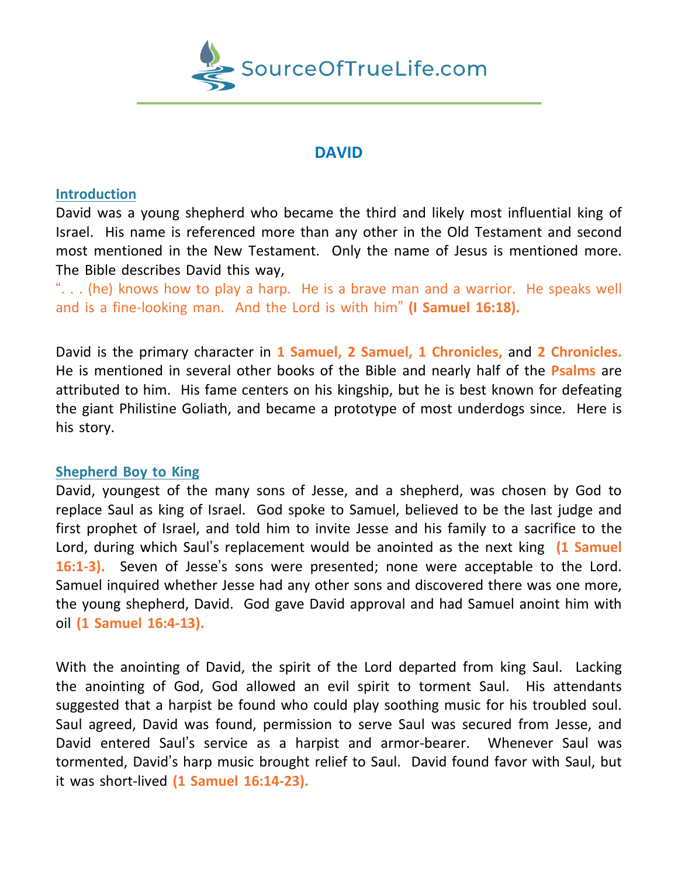SourceOfTrueLife.com

# DAVID

## Introduction

David was a young shepherd who became the third and likely most influential king of Israel. His name is referenced more than any other in the Old Testament and second most mentioned in the New Testament. Only the name of Jesus is mentioned more. The Bible describes David this way,

". . . (he) knows how to play a harp. He is a brave man and a warrior. He speaks well and is a fine-looking man. And the Lord is with him" **(I Samuel 16:18).**

David is the primary character in **1 Samuel, 2 Samuel, 1 Chronicles,** and **2 Chronicles.** He is mentioned in several other books of the Bible and nearly half of the **Psalms** are attributed to him. His fame centers on his kingship, but he is best known for defeating the giant Philistine Goliath, and became a prototype of most underdogs since. Here is his story.

## Shepherd Boy to King

David, youngest of the many sons of Jesse, and a shepherd, was chosen by God to replace Saul as king of Israel. God spoke to Samuel, believed to be the last judge and first prophet of Israel, and told him to invite Jesse and his family to a sacrifice to the Lord, during which Saul's replacement would be anointed as the next king **(1 Samuel 16:1-3).** Seven of Jesse's sons were presented; none were acceptable to the Lord. Samuel inquired whether Jesse had any other sons and discovered there was one more, the young shepherd, David. God gave David approval and had Samuel anoint him with oil **(1 Samuel 16:4-13).**

With the anointing of David, the spirit of the Lord departed from king Saul. Lacking the anointing of God, God allowed an evil spirit to torment Saul. His attendants suggested that a harpist be found who could play soothing music for his troubled soul. Saul agreed, David was found, permission to serve Saul was secured from Jesse, and David entered Saul's service as a harpist and armor-bearer. Whenever Saul was tormented, David's harp music brought relief to Saul. David found favor with Saul, but it was short-lived **(1 Samuel 16:14-23).**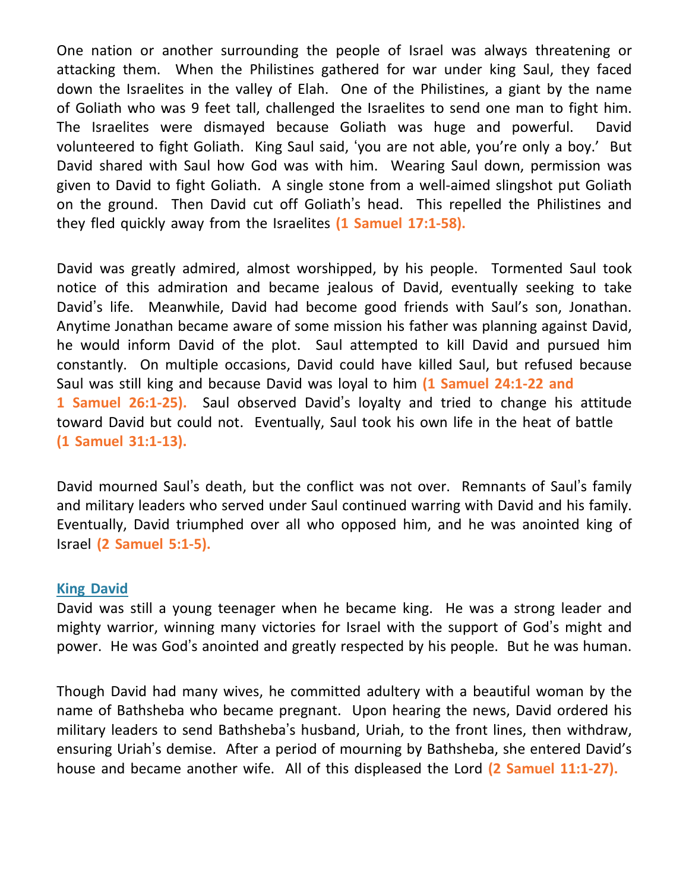One nation or another surrounding the people of Israel was always threatening or attacking them. When the Philistines gathered for war under king Saul, they faced down the Israelites in the valley of Elah. One of the Philistines, a giant by the name of Goliath who was 9 feet tall, challenged the Israelites to send one man to fight him. The Israelites were dismayed because Goliath was huge and powerful. David volunteered to fight Goliath. King Saul said, 'you are not able, you're only a boy.' But David shared with Saul how God was with him. Wearing Saul down, permission was given to David to fight Goliath. A single stone from a well-aimed slingshot put Goliath on the ground. Then David cut off Goliath's head. This repelled the Philistines and they fled quickly away from the Israelites **(1 Samuel 17:1-58).**

David was greatly admired, almost worshipped, by his people. Tormented Saul took notice of this admiration and became jealous of David, eventually seeking to take David's life. Meanwhile, David had become good friends with Saul's son, Jonathan. Anytime Jonathan became aware of some mission his father was planning against David, he would inform David of the plot. Saul attempted to kill David and pursued him constantly. On multiple occasions, David could have killed Saul, but refused because Saul was still king and because David was loyal to him **(1 Samuel 24:1-22 and 1 Samuel 26:1-25).** Saul observed David's loyalty and tried to change his attitude toward David but could not. Eventually, Saul took his own life in the heat of battle **(1 Samuel 31:1-13).**

David mourned Saul's death, but the conflict was not over. Remnants of Saul's family and military leaders who served under Saul continued warring with David and his family. Eventually, David triumphed over all who opposed him, and he was anointed king of Israel **(2 Samuel 5:1-5).**

## King David

David was still a young teenager when he became king. He was a strong leader and mighty warrior, winning many victories for Israel with the support of God's might and power. He was God's anointed and greatly respected by his people. But he was human.

Though David had many wives, he committed adultery with a beautiful woman by the name of Bathsheba who became pregnant. Upon hearing the news, David ordered his military leaders to send Bathsheba's husband, Uriah, to the front lines, then withdraw, ensuring Uriah's demise. After a period of mourning by Bathsheba, she entered David's house and became another wife. All of this displeased the Lord **(2 Samuel 11:1-27).**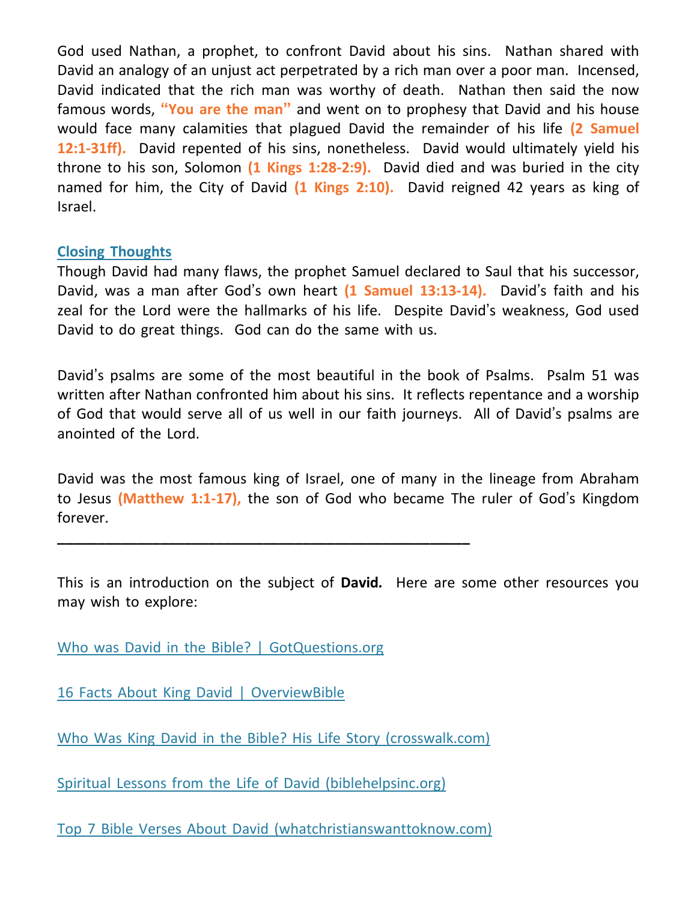God used Nathan, a prophet, to confront David about his sins. Nathan shared with David an analogy of an unjust act perpetrated by a rich man over a poor man. Incensed, David indicated that the rich man was worthy of death. Nathan then said the now famous words, **"You are the man"** and went on to prophesy that David and his house would face many calamities that plagued David the remainder of his life **(2 Samuel 12:1-31ff).** David repented of his sins, nonetheless. David would ultimately yield his throne to his son, Solomon **(1 Kings 1:28-2:9).** David died and was buried in the city named for him, the City of David **(1 Kings 2:10).** David reigned 42 years as king of Israel.

## Closing Thoughts

Though David had many flaws, the prophet Samuel declared to Saul that his successor, David, was a man after God's own heart **(1 Samuel 13:13-14).** David's faith and his zeal for the Lord were the hallmarks of his life. Despite David's weakness, God used David to do great things. God can do the same with us.

David's psalms are some of the most beautiful in the book of Psalms. Psalm 51 was written after Nathan confronted him about his sins. It reflects repentance and a worship of God that would serve all of us well in our faith journeys. All of David's psalms are anointed of the Lord.

David was the most famous king of Israel, one of many in the lineage from Abraham to Jesus **(Matthew 1:1-17),** the son of God who became The ruler of God's Kingdom forever.

---

This is an introduction on the subject of **David.** Here are some other resources you may wish to explore:

Who was David in the Bible? | GotQuestions.org

16 Facts About King David | OverviewBible

Who Was King David in the Bible? His Life Story (crosswalk.com)

Spiritual Lessons from the Life of David (biblehelpsinc.org)

Top 7 Bible Verses About David (whatchristianswanttoknow.com)